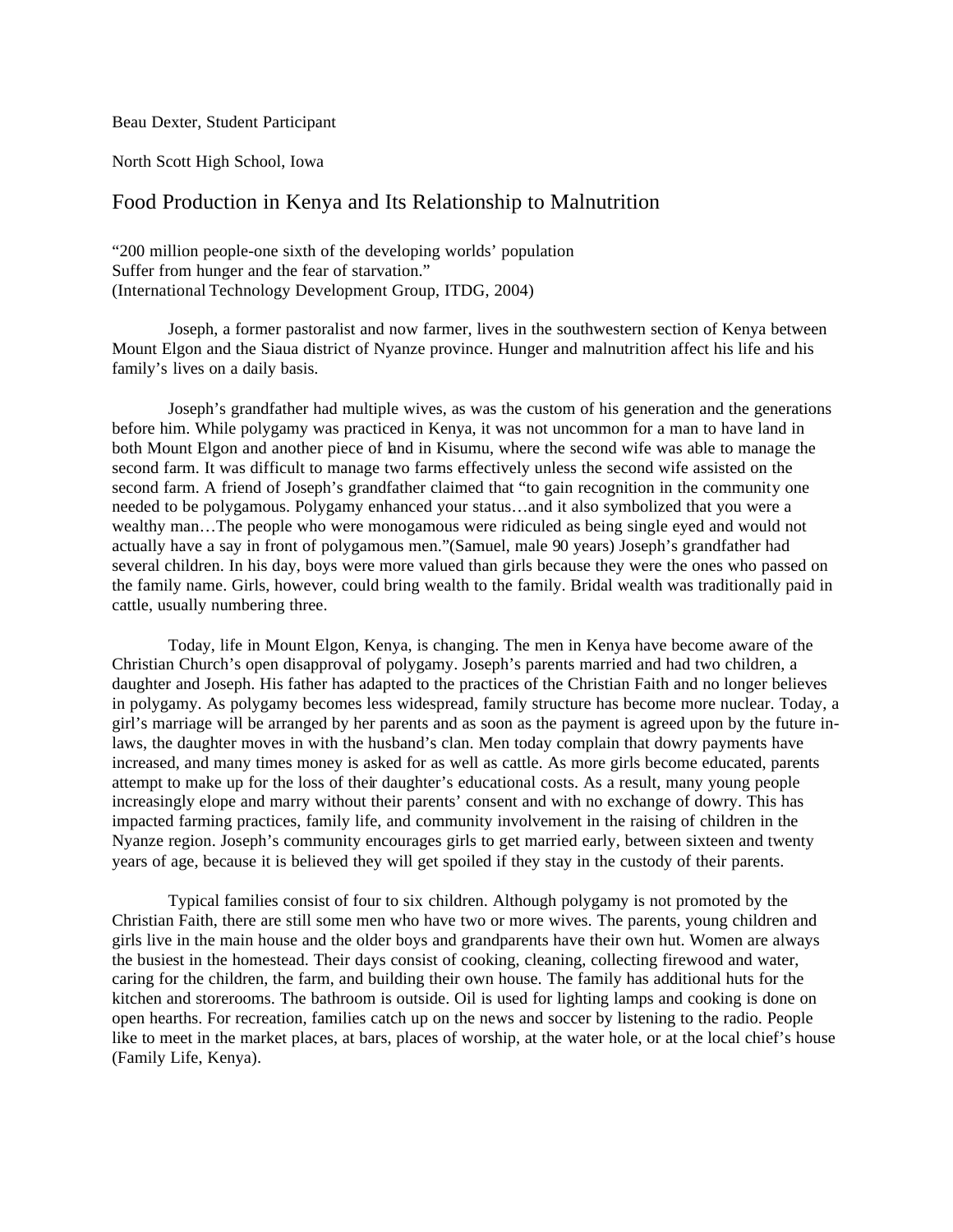Beau Dexter, Student Participant

North Scott High School, Iowa

# Food Production in Kenya and Its Relationship to Malnutrition

"200 million people-one sixth of the developing worlds' population
Suffer from hunger and the fear of starvation."
(International Technology Development Group, ITDG, 2004)

Joseph, a former pastoralist and now farmer, lives in the southwestern section of Kenya between Mount Elgon and the Siaua district of Nyanze province. Hunger and malnutrition affect his life and his family's lives on a daily basis.

Joseph's grandfather had multiple wives, as was the custom of his generation and the generations before him. While polygamy was practiced in Kenya, it was not uncommon for a man to have land in both Mount Elgon and another piece of land in Kisumu, where the second wife was able to manage the second farm. It was difficult to manage two farms effectively unless the second wife assisted on the second farm. A friend of Joseph's grandfather claimed that "to gain recognition in the community one needed to be polygamous. Polygamy enhanced your status…and it also symbolized that you were a wealthy man…The people who were monogamous were ridiculed as being single eyed and would not actually have a say in front of polygamous men."(Samuel, male 90 years) Joseph's grandfather had several children. In his day, boys were more valued than girls because they were the ones who passed on the family name. Girls, however, could bring wealth to the family. Bridal wealth was traditionally paid in cattle, usually numbering three.

Today, life in Mount Elgon, Kenya, is changing. The men in Kenya have become aware of the Christian Church's open disapproval of polygamy. Joseph's parents married and had two children, a daughter and Joseph. His father has adapted to the practices of the Christian Faith and no longer believes in polygamy. As polygamy becomes less widespread, family structure has become more nuclear. Today, a girl's marriage will be arranged by her parents and as soon as the payment is agreed upon by the future in-laws, the daughter moves in with the husband's clan. Men today complain that dowry payments have increased, and many times money is asked for as well as cattle. As more girls become educated, parents attempt to make up for the loss of their daughter's educational costs. As a result, many young people increasingly elope and marry without their parents' consent and with no exchange of dowry. This has impacted farming practices, family life, and community involvement in the raising of children in the Nyanze region. Joseph's community encourages girls to get married early, between sixteen and twenty years of age, because it is believed they will get spoiled if they stay in the custody of their parents.

Typical families consist of four to six children. Although polygamy is not promoted by the Christian Faith, there are still some men who have two or more wives. The parents, young children and girls live in the main house and the older boys and grandparents have their own hut. Women are always the busiest in the homestead. Their days consist of cooking, cleaning, collecting firewood and water, caring for the children, the farm, and building their own house. The family has additional huts for the kitchen and storerooms. The bathroom is outside. Oil is used for lighting lamps and cooking is done on open hearths. For recreation, families catch up on the news and soccer by listening to the radio. People like to meet in the market places, at bars, places of worship, at the water hole, or at the local chief's house (Family Life, Kenya).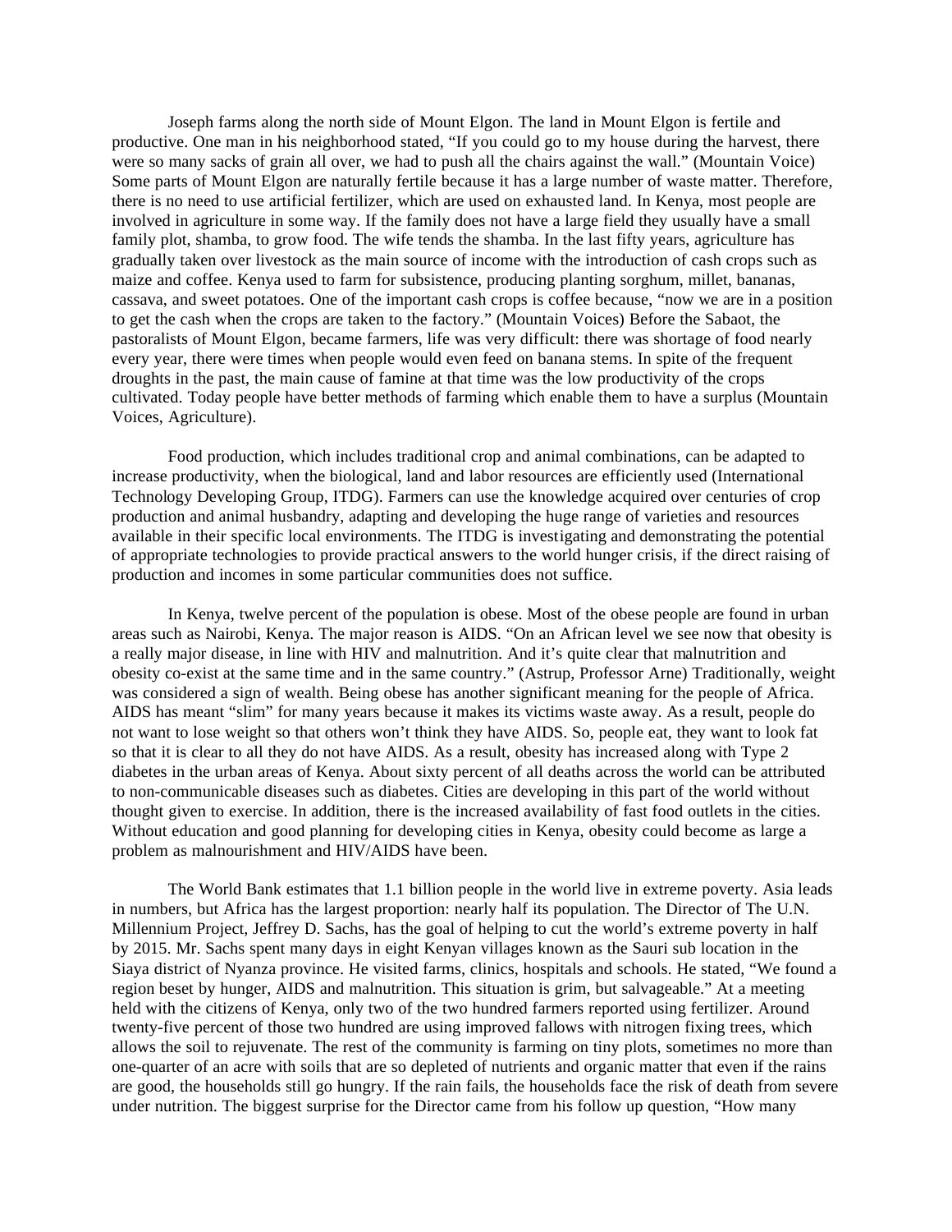Joseph farms along the north side of Mount Elgon. The land in Mount Elgon is fertile and productive. One man in his neighborhood stated, "If you could go to my house during the harvest, there were so many sacks of grain all over, we had to push all the chairs against the wall." (Mountain Voice) Some parts of Mount Elgon are naturally fertile because it has a large number of waste matter. Therefore, there is no need to use artificial fertilizer, which are used on exhausted land. In Kenya, most people are involved in agriculture in some way. If the family does not have a large field they usually have a small family plot, shamba, to grow food. The wife tends the shamba. In the last fifty years, agriculture has gradually taken over livestock as the main source of income with the introduction of cash crops such as maize and coffee. Kenya used to farm for subsistence, producing planting sorghum, millet, bananas, cassava, and sweet potatoes. One of the important cash crops is coffee because, "now we are in a position to get the cash when the crops are taken to the factory." (Mountain Voices) Before the Sabaot, the pastoralists of Mount Elgon, became farmers, life was very difficult: there was shortage of food nearly every year, there were times when people would even feed on banana stems. In spite of the frequent droughts in the past, the main cause of famine at that time was the low productivity of the crops cultivated. Today people have better methods of farming which enable them to have a surplus (Mountain Voices, Agriculture).

Food production, which includes traditional crop and animal combinations, can be adapted to increase productivity, when the biological, land and labor resources are efficiently used (International Technology Developing Group, ITDG). Farmers can use the knowledge acquired over centuries of crop production and animal husbandry, adapting and developing the huge range of varieties and resources available in their specific local environments. The ITDG is investigating and demonstrating the potential of appropriate technologies to provide practical answers to the world hunger crisis, if the direct raising of production and incomes in some particular communities does not suffice.

In Kenya, twelve percent of the population is obese. Most of the obese people are found in urban areas such as Nairobi, Kenya. The major reason is AIDS. "On an African level we see now that obesity is a really major disease, in line with HIV and malnutrition. And it's quite clear that malnutrition and obesity co-exist at the same time and in the same country." (Astrup, Professor Arne) Traditionally, weight was considered a sign of wealth. Being obese has another significant meaning for the people of Africa. AIDS has meant "slim" for many years because it makes its victims waste away. As a result, people do not want to lose weight so that others won't think they have AIDS. So, people eat, they want to look fat so that it is clear to all they do not have AIDS. As a result, obesity has increased along with Type 2 diabetes in the urban areas of Kenya. About sixty percent of all deaths across the world can be attributed to non-communicable diseases such as diabetes. Cities are developing in this part of the world without thought given to exercise. In addition, there is the increased availability of fast food outlets in the cities. Without education and good planning for developing cities in Kenya, obesity could become as large a problem as malnourishment and HIV/AIDS have been.

The World Bank estimates that 1.1 billion people in the world live in extreme poverty. Asia leads in numbers, but Africa has the largest proportion: nearly half its population. The Director of The U.N. Millennium Project, Jeffrey D. Sachs, has the goal of helping to cut the world's extreme poverty in half by 2015. Mr. Sachs spent many days in eight Kenyan villages known as the Sauri sub location in the Siaya district of Nyanza province. He visited farms, clinics, hospitals and schools. He stated, "We found a region beset by hunger, AIDS and malnutrition. This situation is grim, but salvageable." At a meeting held with the citizens of Kenya, only two of the two hundred farmers reported using fertilizer. Around twenty-five percent of those two hundred are using improved fallows with nitrogen fixing trees, which allows the soil to rejuvenate. The rest of the community is farming on tiny plots, sometimes no more than one-quarter of an acre with soils that are so depleted of nutrients and organic matter that even if the rains are good, the households still go hungry. If the rain fails, the households face the risk of death from severe under nutrition. The biggest surprise for the Director came from his follow up question, "How many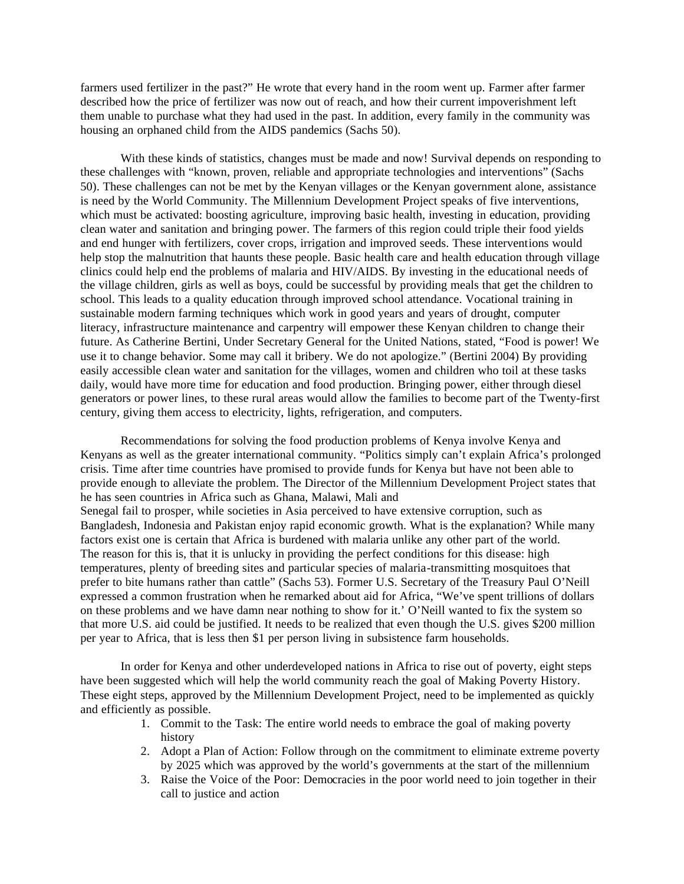farmers used fertilizer in the past?" He wrote that every hand in the room went up. Farmer after farmer described how the price of fertilizer was now out of reach, and how their current impoverishment left them unable to purchase what they had used in the past. In addition, every family in the community was housing an orphaned child from the AIDS pandemics (Sachs 50).

With these kinds of statistics, changes must be made and now! Survival depends on responding to these challenges with "known, proven, reliable and appropriate technologies and interventions" (Sachs 50). These challenges can not be met by the Kenyan villages or the Kenyan government alone, assistance is need by the World Community. The Millennium Development Project speaks of five interventions, which must be activated: boosting agriculture, improving basic health, investing in education, providing clean water and sanitation and bringing power. The farmers of this region could triple their food yields and end hunger with fertilizers, cover crops, irrigation and improved seeds. These interventions would help stop the malnutrition that haunts these people. Basic health care and health education through village clinics could help end the problems of malaria and HIV/AIDS. By investing in the educational needs of the village children, girls as well as boys, could be successful by providing meals that get the children to school. This leads to a quality education through improved school attendance. Vocational training in sustainable modern farming techniques which work in good years and years of drought, computer literacy, infrastructure maintenance and carpentry will empower these Kenyan children to change their future. As Catherine Bertini, Under Secretary General for the United Nations, stated, "Food is power! We use it to change behavior. Some may call it bribery. We do not apologize." (Bertini 2004) By providing easily accessible clean water and sanitation for the villages, women and children who toil at these tasks daily, would have more time for education and food production. Bringing power, either through diesel generators or power lines, to these rural areas would allow the families to become part of the Twenty-first century, giving them access to electricity, lights, refrigeration, and computers.

Recommendations for solving the food production problems of Kenya involve Kenya and Kenyans as well as the greater international community. "Politics simply can't explain Africa's prolonged crisis. Time after time countries have promised to provide funds for Kenya but have not been able to provide enough to alleviate the problem. The Director of the Millennium Development Project states that he has seen countries in Africa such as Ghana, Malawi, Mali and Senegal fail to prosper, while societies in Asia perceived to have extensive corruption, such as Bangladesh, Indonesia and Pakistan enjoy rapid economic growth. What is the explanation? While many factors exist one is certain that Africa is burdened with malaria unlike any other part of the world. The reason for this is, that it is unlucky in providing the perfect conditions for this disease: high temperatures, plenty of breeding sites and particular species of malaria-transmitting mosquitoes that prefer to bite humans rather than cattle" (Sachs 53). Former U.S. Secretary of the Treasury Paul O'Neill expressed a common frustration when he remarked about aid for Africa, "We've spent trillions of dollars on these problems and we have damn near nothing to show for it.' O'Neill wanted to fix the system so that more U.S. aid could be justified. It needs to be realized that even though the U.S. gives $200 million per year to Africa, that is less then $1 per person living in subsistence farm households.

In order for Kenya and other underdeveloped nations in Africa to rise out of poverty, eight steps have been suggested which will help the world community reach the goal of Making Poverty History. These eight steps, approved by the Millennium Development Project, need to be implemented as quickly and efficiently as possible.

1. Commit to the Task: The entire world needs to embrace the goal of making poverty history
2. Adopt a Plan of Action: Follow through on the commitment to eliminate extreme poverty by 2025 which was approved by the world's governments at the start of the millennium
3. Raise the Voice of the Poor: Democracies in the poor world need to join together in their call to justice and action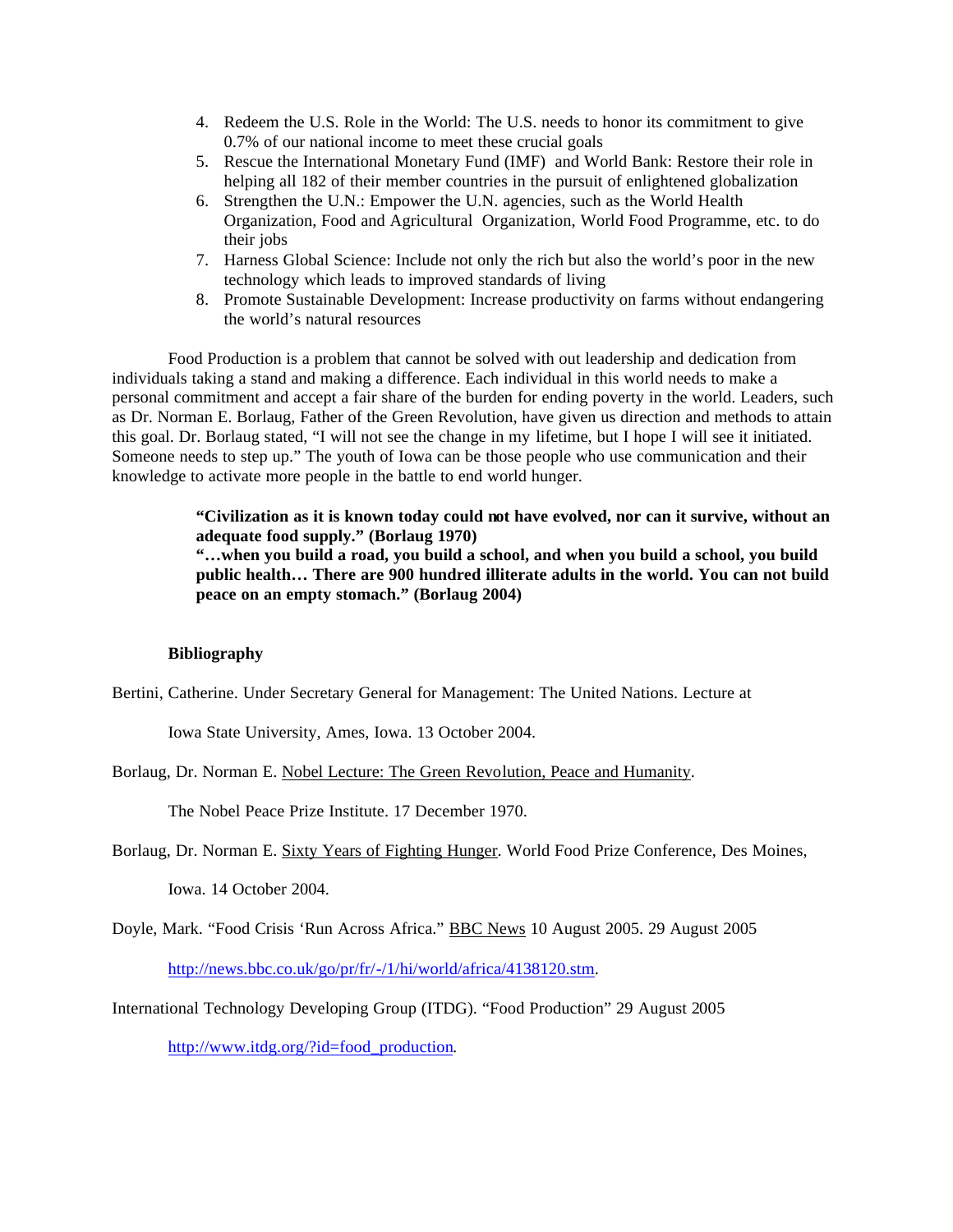4. Redeem the U.S. Role in the World: The U.S. needs to honor its commitment to give 0.7% of our national income to meet these crucial goals
5. Rescue the International Monetary Fund (IMF) and World Bank: Restore their role in helping all 182 of their member countries in the pursuit of enlightened globalization
6. Strengthen the U.N.: Empower the U.N. agencies, such as the World Health Organization, Food and Agricultural Organization, World Food Programme, etc. to do their jobs
7. Harness Global Science: Include not only the rich but also the world's poor in the new technology which leads to improved standards of living
8. Promote Sustainable Development: Increase productivity on farms without endangering the world's natural resources

Food Production is a problem that cannot be solved with out leadership and dedication from individuals taking a stand and making a difference. Each individual in this world needs to make a personal commitment and accept a fair share of the burden for ending poverty in the world. Leaders, such as Dr. Norman E. Borlaug, Father of the Green Revolution, have given us direction and methods to attain this goal. Dr. Borlaug stated, "I will not see the change in my lifetime, but I hope I will see it initiated. Someone needs to step up." The youth of Iowa can be those people who use communication and their knowledge to activate more people in the battle to end world hunger.

> **"Civilization as it is known today could not have evolved, nor can it survive, without an adequate food supply." (Borlaug 1970)**
> **"…when you build a road, you build a school, and when you build a school, you build public health… There are 900 hundred illiterate adults in the world. You can not build peace on an empty stomach." (Borlaug 2004)**

**Bibliography**

Bertini, Catherine. Under Secretary General for Management: The United Nations. Lecture at Iowa State University, Ames, Iowa. 13 October 2004.

Borlaug, Dr. Norman E. Nobel Lecture: The Green Revolution, Peace and Humanity. The Nobel Peace Prize Institute. 17 December 1970.

Borlaug, Dr. Norman E. Sixty Years of Fighting Hunger. World Food Prize Conference, Des Moines, Iowa. 14 October 2004.

Doyle, Mark. "Food Crisis 'Run Across Africa." BBC News 10 August 2005. 29 August 2005 http://news.bbc.co.uk/go/pr/fr/-/1/hi/world/africa/4138120.stm.

International Technology Developing Group (ITDG). "Food Production" 29 August 2005 http://www.itdg.org/?id=food_production.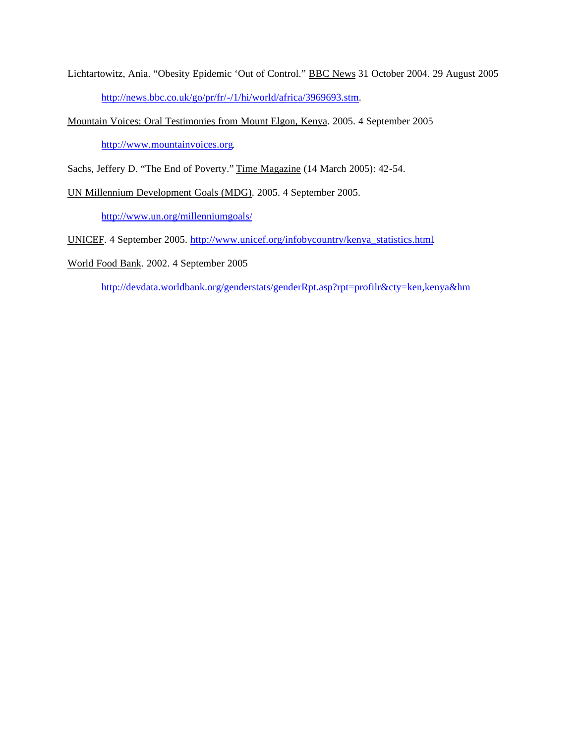Lichtartowitz, Ania. "Obesity Epidemic 'Out of Control." <u>BBC News</u> 31 October 2004. 29 August 2005 http://news.bbc.co.uk/go/pr/fr/-/1/hi/world/africa/3969693.stm.

<u>Mountain Voices: Oral Testimonies from Mount Elgon, Kenya</u>. 2005. 4 September 2005 http://www.mountainvoices.org.

Sachs, Jeffery D. "The End of Poverty." <u>Time Magazine</u> (14 March 2005): 42-54.

<u>UN Millennium Development Goals (MDG)</u>. 2005. 4 September 2005. http://www.un.org/millenniumgoals/

<u>UNICEF</u>. 4 September 2005. http://www.unicef.org/infobycountry/kenya_statistics.html.

<u>World Food Bank</u>. 2002. 4 September 2005 http://devdata.worldbank.org/genderstats/genderRpt.asp?rpt=profilr&cty=ken,kenya&hm